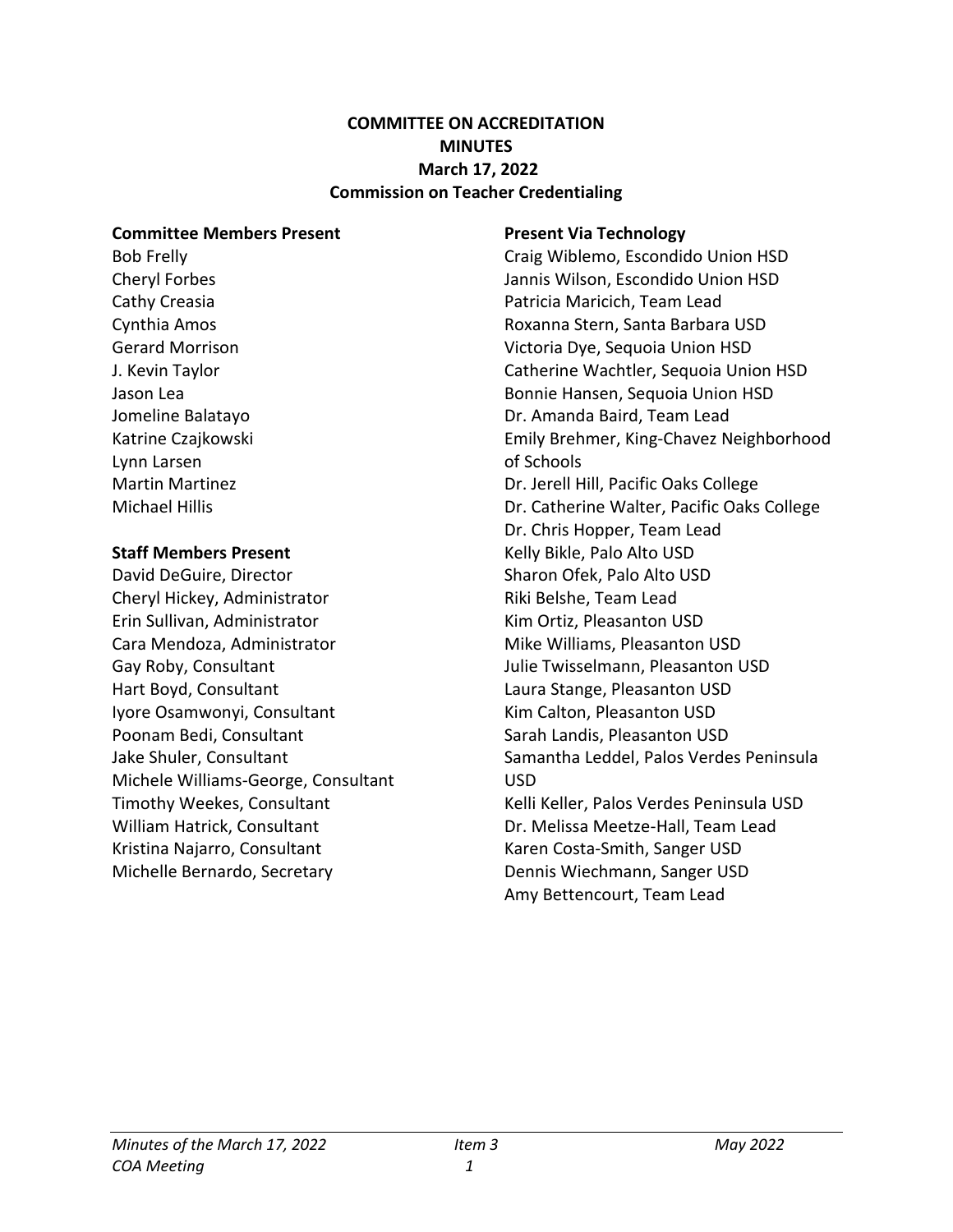# COMMITTEE ON ACCREDITATION
## MINUTES
## March 17, 2022
## Commission on Teacher Credentialing

**Committee Members Present**

Bob Frelly
Cheryl Forbes
Cathy Creasia
Cynthia Amos
Gerard Morrison
J. Kevin Taylor
Jason Lea
Jomeline Balatayo
Katrine Czajkowski
Lynn Larsen
Martin Martinez
Michael Hillis

**Staff Members Present**

David DeGuire, Director
Cheryl Hickey, Administrator
Erin Sullivan, Administrator
Cara Mendoza, Administrator
Gay Roby, Consultant
Hart Boyd, Consultant
Iyore Osamwonyi, Consultant
Poonam Bedi, Consultant
Jake Shuler, Consultant
Michele Williams-George, Consultant
Timothy Weekes, Consultant
William Hatrick, Consultant
Kristina Najarro, Consultant
Michelle Bernardo, Secretary

**Present Via Technology**

Craig Wiblemo, Escondido Union HSD
Jannis Wilson, Escondido Union HSD
Patricia Maricich, Team Lead
Roxanna Stern, Santa Barbara USD
Victoria Dye, Sequoia Union HSD
Catherine Wachtler, Sequoia Union HSD
Bonnie Hansen, Sequoia Union HSD
Dr. Amanda Baird, Team Lead
Emily Brehmer, King-Chavez Neighborhood of Schools
Dr. Jerell Hill, Pacific Oaks College
Dr. Catherine Walter, Pacific Oaks College
Dr. Chris Hopper, Team Lead
Kelly Bikle, Palo Alto USD
Sharon Ofek, Palo Alto USD
Riki Belshe, Team Lead
Kim Ortiz, Pleasanton USD
Mike Williams, Pleasanton USD
Julie Twisselmann, Pleasanton USD
Laura Stange, Pleasanton USD
Kim Calton, Pleasanton USD
Sarah Landis, Pleasanton USD
Samantha Leddel, Palos Verdes Peninsula USD
Kelli Keller, Palos Verdes Peninsula USD
Dr. Melissa Meetze-Hall, Team Lead
Karen Costa-Smith, Sanger USD
Dennis Wiechmann, Sanger USD
Amy Bettencourt, Team Lead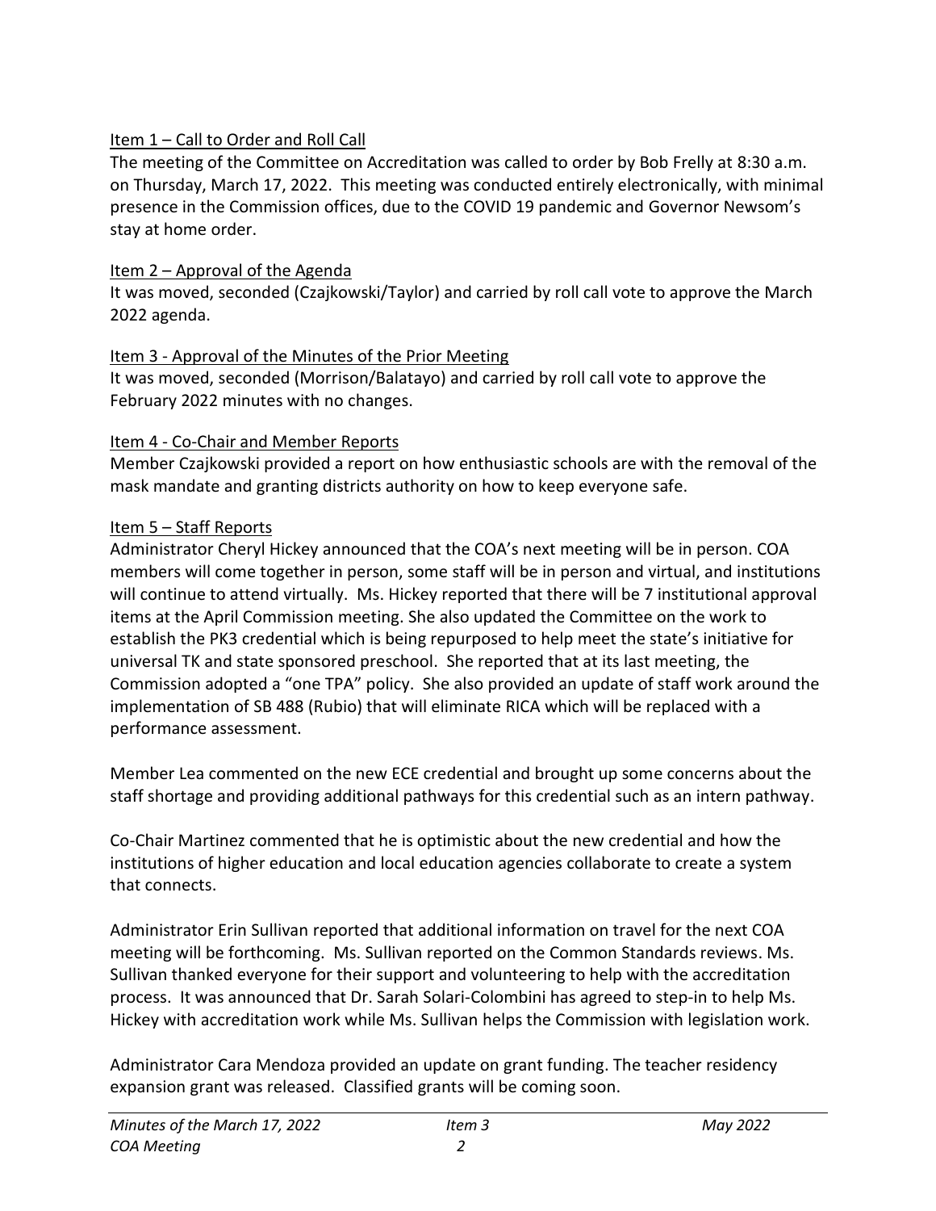Item 1 – Call to Order and Roll Call

The meeting of the Committee on Accreditation was called to order by Bob Frelly at 8:30 a.m. on Thursday, March 17, 2022. This meeting was conducted entirely electronically, with minimal presence in the Commission offices, due to the COVID 19 pandemic and Governor Newsom's stay at home order.

Item 2 – Approval of the Agenda

It was moved, seconded (Czajkowski/Taylor) and carried by roll call vote to approve the March 2022 agenda.

Item 3 - Approval of the Minutes of the Prior Meeting

It was moved, seconded (Morrison/Balatayo) and carried by roll call vote to approve the February 2022 minutes with no changes.

Item 4 - Co-Chair and Member Reports

Member Czajkowski provided a report on how enthusiastic schools are with the removal of the mask mandate and granting districts authority on how to keep everyone safe.

Item 5 – Staff Reports

Administrator Cheryl Hickey announced that the COA's next meeting will be in person. COA members will come together in person, some staff will be in person and virtual, and institutions will continue to attend virtually. Ms. Hickey reported that there will be 7 institutional approval items at the April Commission meeting. She also updated the Committee on the work to establish the PK3 credential which is being repurposed to help meet the state's initiative for universal TK and state sponsored preschool. She reported that at its last meeting, the Commission adopted a "one TPA" policy. She also provided an update of staff work around the implementation of SB 488 (Rubio) that will eliminate RICA which will be replaced with a performance assessment.

Member Lea commented on the new ECE credential and brought up some concerns about the staff shortage and providing additional pathways for this credential such as an intern pathway.

Co-Chair Martinez commented that he is optimistic about the new credential and how the institutions of higher education and local education agencies collaborate to create a system that connects.

Administrator Erin Sullivan reported that additional information on travel for the next COA meeting will be forthcoming. Ms. Sullivan reported on the Common Standards reviews. Ms. Sullivan thanked everyone for their support and volunteering to help with the accreditation process. It was announced that Dr. Sarah Solari-Colombini has agreed to step-in to help Ms. Hickey with accreditation work while Ms. Sullivan helps the Commission with legislation work.

Administrator Cara Mendoza provided an update on grant funding. The teacher residency expansion grant was released. Classified grants will be coming soon.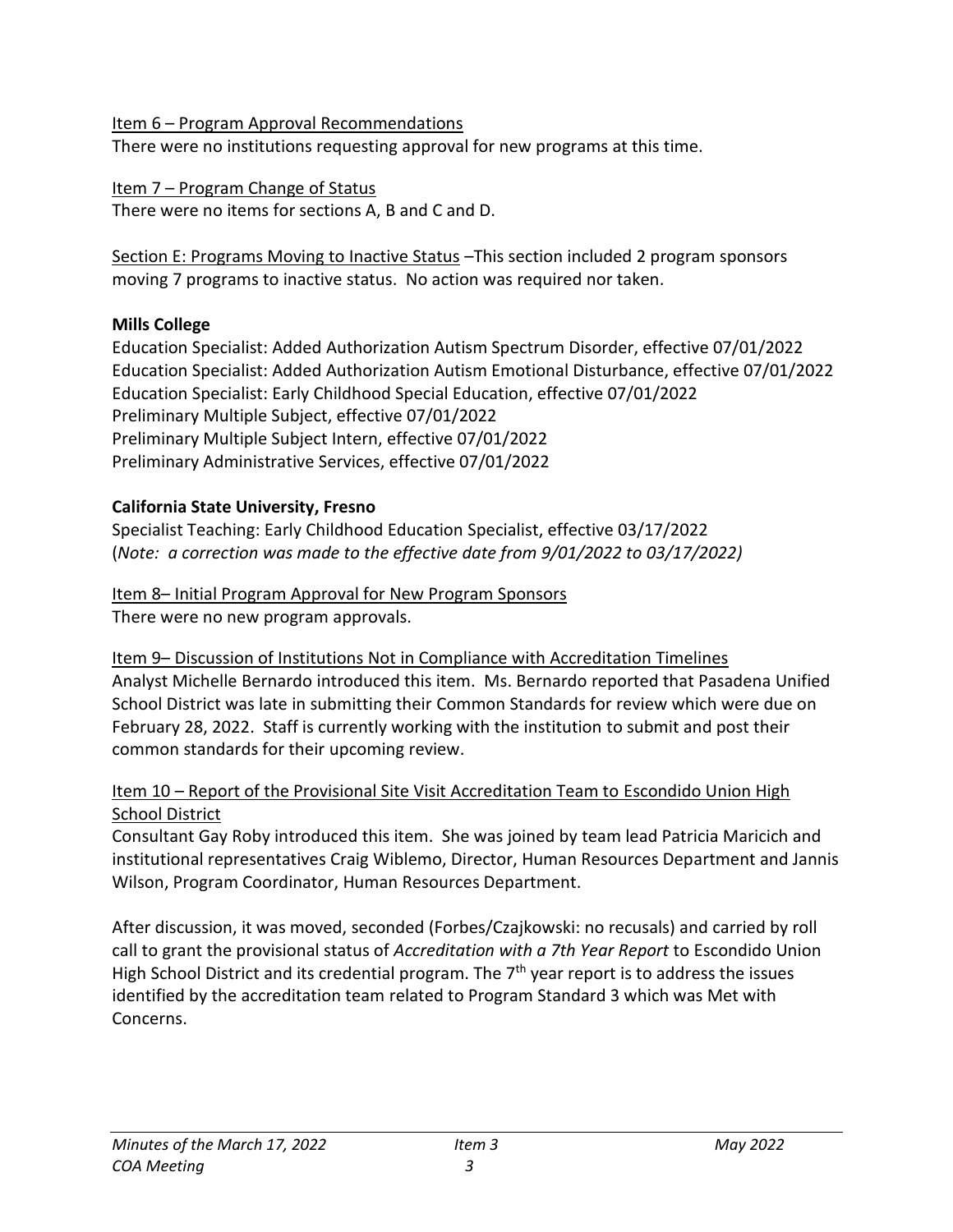Item 6 – Program Approval Recommendations

There were no institutions requesting approval for new programs at this time.

Item 7 – Program Change of Status

There were no items for sections A, B and C and D.

Section E: Programs Moving to Inactive Status –This section included 2 program sponsors moving 7 programs to inactive status. No action was required nor taken.

**Mills College**

Education Specialist: Added Authorization Autism Spectrum Disorder, effective 07/01/2022
Education Specialist: Added Authorization Autism Emotional Disturbance, effective 07/01/2022
Education Specialist: Early Childhood Special Education, effective 07/01/2022
Preliminary Multiple Subject, effective 07/01/2022
Preliminary Multiple Subject Intern, effective 07/01/2022
Preliminary Administrative Services, effective 07/01/2022

**California State University, Fresno**

Specialist Teaching: Early Childhood Education Specialist, effective 03/17/2022
(*Note: a correction was made to the effective date from 9/01/2022 to 03/17/2022)*

Item 8– Initial Program Approval for New Program Sponsors

There were no new program approvals.

Item 9– Discussion of Institutions Not in Compliance with Accreditation Timelines

Analyst Michelle Bernardo introduced this item. Ms. Bernardo reported that Pasadena Unified School District was late in submitting their Common Standards for review which were due on February 28, 2022. Staff is currently working with the institution to submit and post their common standards for their upcoming review.

Item 10 – Report of the Provisional Site Visit Accreditation Team to Escondido Union High School District

Consultant Gay Roby introduced this item. She was joined by team lead Patricia Maricich and institutional representatives Craig Wiblemo, Director, Human Resources Department and Jannis Wilson, Program Coordinator, Human Resources Department.

After discussion, it was moved, seconded (Forbes/Czajkowski: no recusals) and carried by roll call to grant the provisional status of *Accreditation with a 7th Year Report* to Escondido Union High School District and its credential program. The 7th year report is to address the issues identified by the accreditation team related to Program Standard 3 which was Met with Concerns.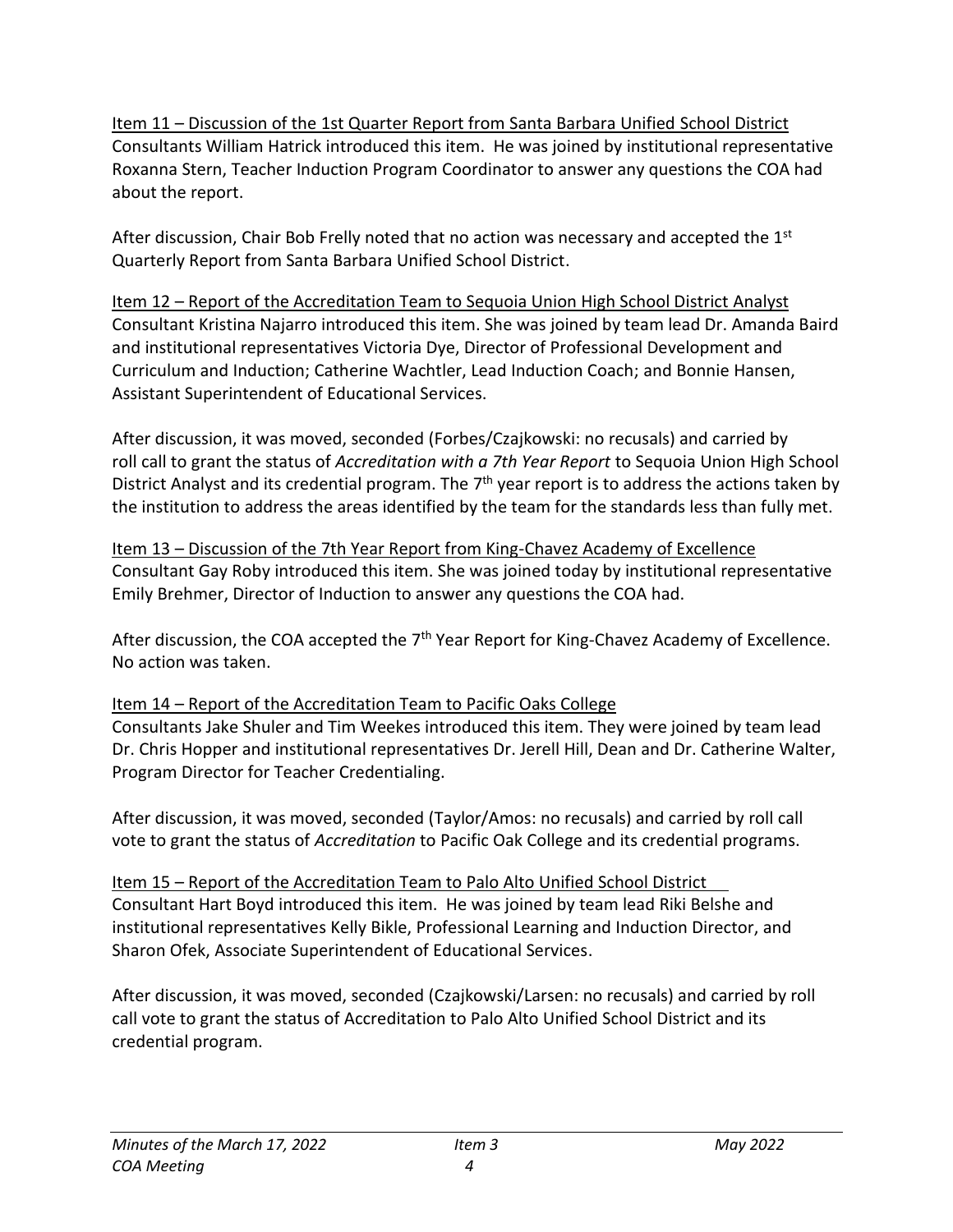Item 11 – Discussion of the 1st Quarter Report from Santa Barbara Unified School District
Consultants William Hatrick introduced this item. He was joined by institutional representative Roxanna Stern, Teacher Induction Program Coordinator to answer any questions the COA had about the report.

After discussion, Chair Bob Frelly noted that no action was necessary and accepted the 1st Quarterly Report from Santa Barbara Unified School District.

Item 12 – Report of the Accreditation Team to Sequoia Union High School District Analyst
Consultant Kristina Najarro introduced this item. She was joined by team lead Dr. Amanda Baird and institutional representatives Victoria Dye, Director of Professional Development and Curriculum and Induction; Catherine Wachtler, Lead Induction Coach; and Bonnie Hansen, Assistant Superintendent of Educational Services.

After discussion, it was moved, seconded (Forbes/Czajkowski: no recusals) and carried by roll call to grant the status of *Accreditation with a 7th Year Report* to Sequoia Union High School District Analyst and its credential program. The 7th year report is to address the actions taken by the institution to address the areas identified by the team for the standards less than fully met.

Item 13 – Discussion of the 7th Year Report from King-Chavez Academy of Excellence
Consultant Gay Roby introduced this item. She was joined today by institutional representative Emily Brehmer, Director of Induction to answer any questions the COA had.

After discussion, the COA accepted the 7th Year Report for King-Chavez Academy of Excellence. No action was taken.

Item 14 – Report of the Accreditation Team to Pacific Oaks College
Consultants Jake Shuler and Tim Weekes introduced this item. They were joined by team lead Dr. Chris Hopper and institutional representatives Dr. Jerell Hill, Dean and Dr. Catherine Walter, Program Director for Teacher Credentialing.

After discussion, it was moved, seconded (Taylor/Amos: no recusals) and carried by roll call vote to grant the status of *Accreditation* to Pacific Oak College and its credential programs.

Item 15 – Report of the Accreditation Team to Palo Alto Unified School District
Consultant Hart Boyd introduced this item. He was joined by team lead Riki Belshe and institutional representatives Kelly Bikle, Professional Learning and Induction Director, and Sharon Ofek, Associate Superintendent of Educational Services.

After discussion, it was moved, seconded (Czajkowski/Larsen: no recusals) and carried by roll call vote to grant the status of Accreditation to Palo Alto Unified School District and its credential program.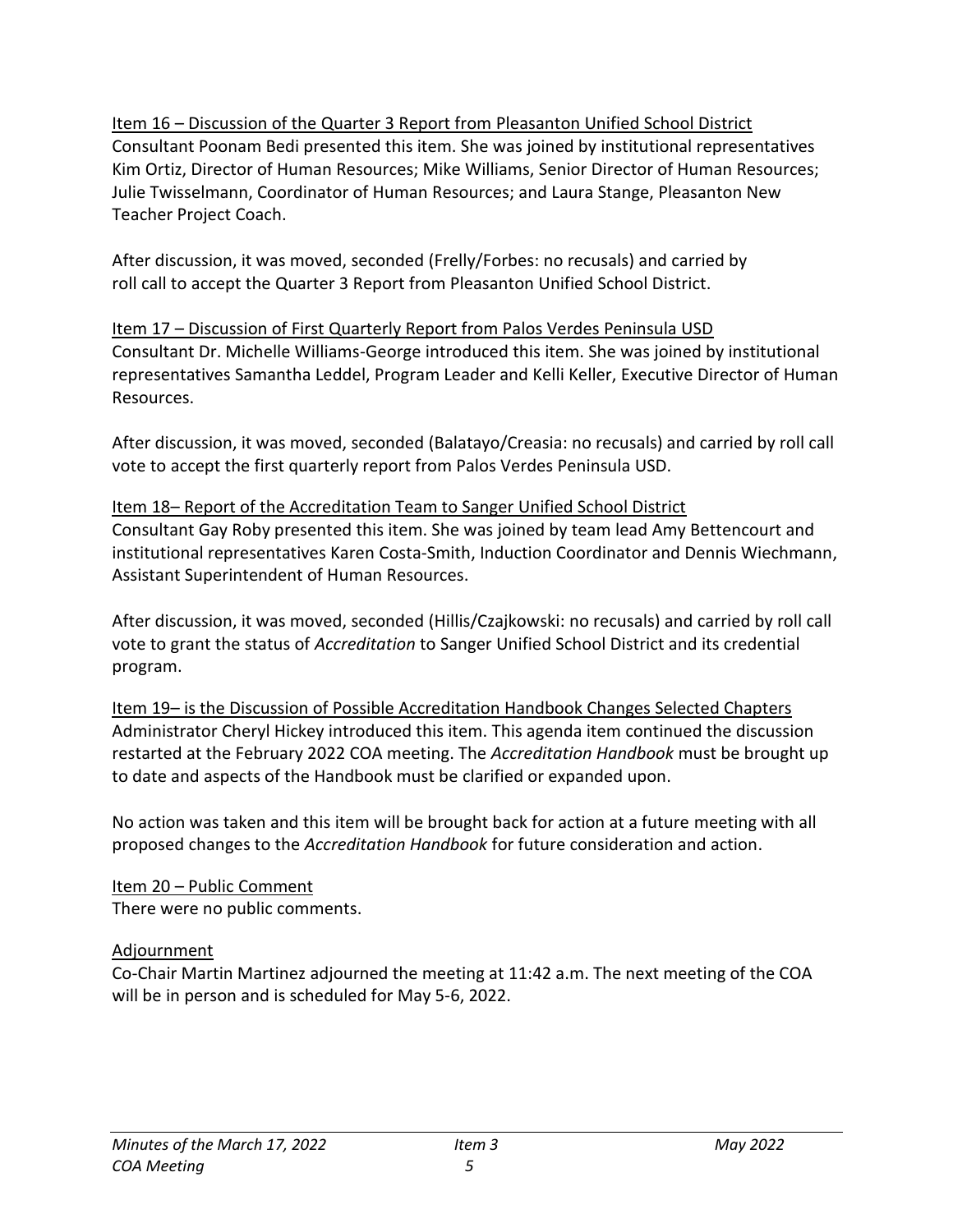Item 16 – Discussion of the Quarter 3 Report from Pleasanton Unified School District

Consultant Poonam Bedi presented this item. She was joined by institutional representatives Kim Ortiz, Director of Human Resources; Mike Williams, Senior Director of Human Resources; Julie Twisselmann, Coordinator of Human Resources; and Laura Stange, Pleasanton New Teacher Project Coach.

After discussion, it was moved, seconded (Frelly/Forbes: no recusals) and carried by roll call to accept the Quarter 3 Report from Pleasanton Unified School District.

Item 17 – Discussion of First Quarterly Report from Palos Verdes Peninsula USD

Consultant Dr. Michelle Williams-George introduced this item. She was joined by institutional representatives Samantha Leddel, Program Leader and Kelli Keller, Executive Director of Human Resources.

After discussion, it was moved, seconded (Balatayo/Creasia: no recusals) and carried by roll call vote to accept the first quarterly report from Palos Verdes Peninsula USD.

Item 18– Report of the Accreditation Team to Sanger Unified School District

Consultant Gay Roby presented this item. She was joined by team lead Amy Bettencourt and institutional representatives Karen Costa-Smith, Induction Coordinator and Dennis Wiechmann, Assistant Superintendent of Human Resources.

After discussion, it was moved, seconded (Hillis/Czajkowski: no recusals) and carried by roll call vote to grant the status of *Accreditation* to Sanger Unified School District and its credential program.

Item 19– is the Discussion of Possible Accreditation Handbook Changes Selected Chapters

Administrator Cheryl Hickey introduced this item. This agenda item continued the discussion restarted at the February 2022 COA meeting. The *Accreditation Handbook* must be brought up to date and aspects of the Handbook must be clarified or expanded upon.

No action was taken and this item will be brought back for action at a future meeting with all proposed changes to the *Accreditation Handbook* for future consideration and action.

Item 20 – Public Comment

There were no public comments.

Adjournment

Co-Chair Martin Martinez adjourned the meeting at 11:42 a.m. The next meeting of the COA will be in person and is scheduled for May 5-6, 2022.